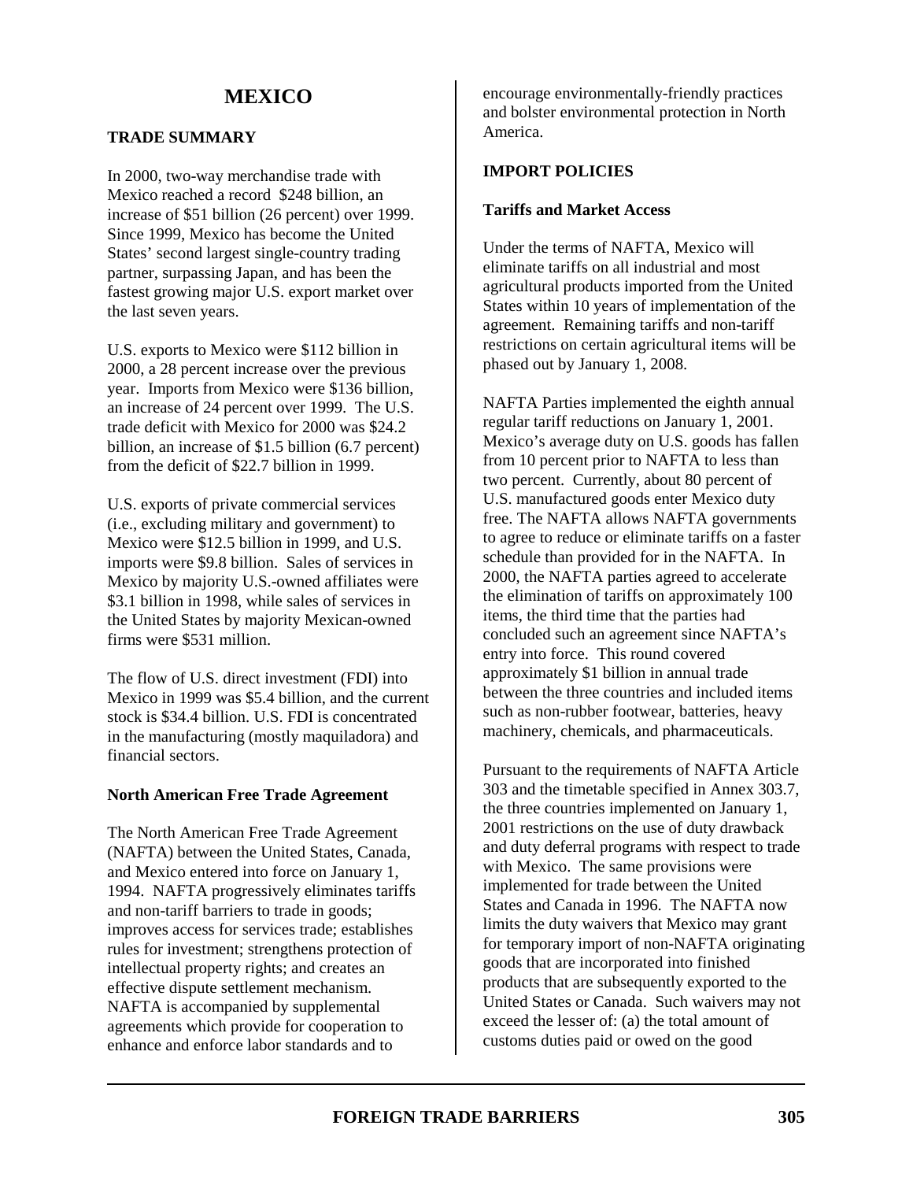# MEXICO

## TRADE SUMMARY

In 2000, two-way merchandise trade with Mexico reached a record $248 billion, an increase of $51 billion (26 percent) over 1999. Since 1999, Mexico has become the United States' second largest single-country trading partner, surpassing Japan, and has been the fastest growing major U.S. export market over the last seven years.

U.S. exports to Mexico were $112 billion in 2000, a 28 percent increase over the previous year. Imports from Mexico were $136 billion, an increase of 24 percent over 1999. The U.S. trade deficit with Mexico for 2000 was $24.2 billion, an increase of $1.5 billion (6.7 percent) from the deficit of $22.7 billion in 1999.

U.S. exports of private commercial services (i.e., excluding military and government) to Mexico were $12.5 billion in 1999, and U.S. imports were $9.8 billion. Sales of services in Mexico by majority U.S.-owned affiliates were $3.1 billion in 1998, while sales of services in the United States by majority Mexican-owned firms were $531 million.

The flow of U.S. direct investment (FDI) into Mexico in 1999 was $5.4 billion, and the current stock is $34.4 billion. U.S. FDI is concentrated in the manufacturing (mostly maquiladora) and financial sectors.

### North American Free Trade Agreement

The North American Free Trade Agreement (NAFTA) between the United States, Canada, and Mexico entered into force on January 1, 1994. NAFTA progressively eliminates tariffs and non-tariff barriers to trade in goods; improves access for services trade; establishes rules for investment; strengthens protection of intellectual property rights; and creates an effective dispute settlement mechanism. NAFTA is accompanied by supplemental agreements which provide for cooperation to enhance and enforce labor standards and to encourage environmentally-friendly practices and bolster environmental protection in North America.

## IMPORT POLICIES

### Tariffs and Market Access

Under the terms of NAFTA, Mexico will eliminate tariffs on all industrial and most agricultural products imported from the United States within 10 years of implementation of the agreement. Remaining tariffs and non-tariff restrictions on certain agricultural items will be phased out by January 1, 2008.

NAFTA Parties implemented the eighth annual regular tariff reductions on January 1, 2001. Mexico's average duty on U.S. goods has fallen from 10 percent prior to NAFTA to less than two percent. Currently, about 80 percent of U.S. manufactured goods enter Mexico duty free. The NAFTA allows NAFTA governments to agree to reduce or eliminate tariffs on a faster schedule than provided for in the NAFTA. In 2000, the NAFTA parties agreed to accelerate the elimination of tariffs on approximately 100 items, the third time that the parties had concluded such an agreement since NAFTA's entry into force. This round covered approximately $1 billion in annual trade between the three countries and included items such as non-rubber footwear, batteries, heavy machinery, chemicals, and pharmaceuticals.

Pursuant to the requirements of NAFTA Article 303 and the timetable specified in Annex 303.7, the three countries implemented on January 1, 2001 restrictions on the use of duty drawback and duty deferral programs with respect to trade with Mexico. The same provisions were implemented for trade between the United States and Canada in 1996. The NAFTA now limits the duty waivers that Mexico may grant for temporary import of non-NAFTA originating goods that are incorporated into finished products that are subsequently exported to the United States or Canada. Such waivers may not exceed the lesser of: (a) the total amount of customs duties paid or owed on the good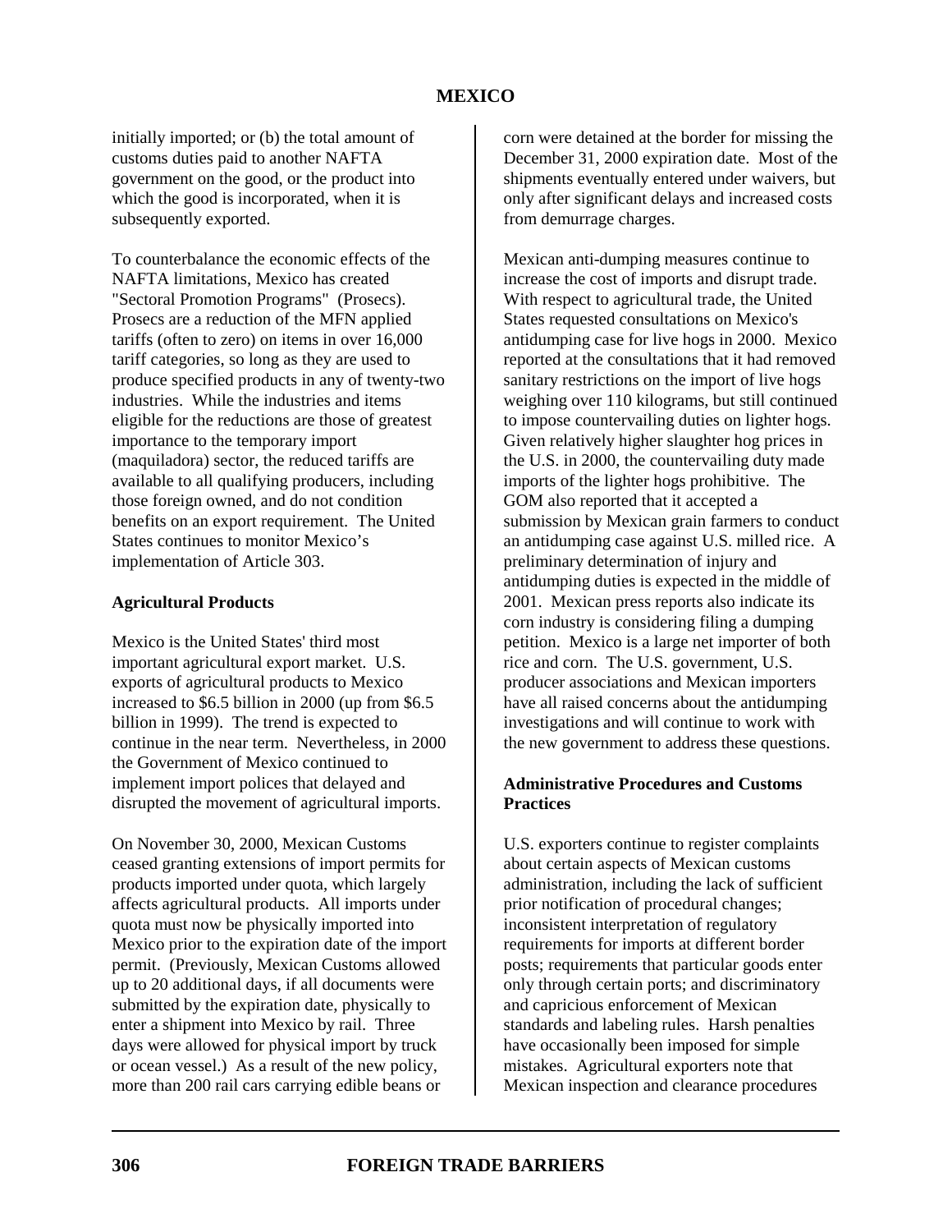initially imported; or (b) the total amount of customs duties paid to another NAFTA government on the good, or the product into which the good is incorporated, when it is subsequently exported.

To counterbalance the economic effects of the NAFTA limitations, Mexico has created "Sectoral Promotion Programs" (Prosecs). Prosecs are a reduction of the MFN applied tariffs (often to zero) on items in over 16,000 tariff categories, so long as they are used to produce specified products in any of twenty-two industries. While the industries and items eligible for the reductions are those of greatest importance to the temporary import (maquiladora) sector, the reduced tariffs are available to all qualifying producers, including those foreign owned, and do not condition benefits on an export requirement. The United States continues to monitor Mexico's implementation of Article 303.

**Agricultural Products**

Mexico is the United States' third most important agricultural export market. U.S. exports of agricultural products to Mexico increased to $6.5 billion in 2000 (up from $6.5 billion in 1999). The trend is expected to continue in the near term. Nevertheless, in 2000 the Government of Mexico continued to implement import polices that delayed and disrupted the movement of agricultural imports.

On November 30, 2000, Mexican Customs ceased granting extensions of import permits for products imported under quota, which largely affects agricultural products. All imports under quota must now be physically imported into Mexico prior to the expiration date of the import permit. (Previously, Mexican Customs allowed up to 20 additional days, if all documents were submitted by the expiration date, physically to enter a shipment into Mexico by rail. Three days were allowed for physical import by truck or ocean vessel.) As a result of the new policy, more than 200 rail cars carrying edible beans or corn were detained at the border for missing the December 31, 2000 expiration date. Most of the shipments eventually entered under waivers, but only after significant delays and increased costs from demurrage charges.

Mexican anti-dumping measures continue to increase the cost of imports and disrupt trade. With respect to agricultural trade, the United States requested consultations on Mexico's antidumping case for live hogs in 2000. Mexico reported at the consultations that it had removed sanitary restrictions on the import of live hogs weighing over 110 kilograms, but still continued to impose countervailing duties on lighter hogs. Given relatively higher slaughter hog prices in the U.S. in 2000, the countervailing duty made imports of the lighter hogs prohibitive. The GOM also reported that it accepted a submission by Mexican grain farmers to conduct an antidumping case against U.S. milled rice. A preliminary determination of injury and antidumping duties is expected in the middle of 2001. Mexican press reports also indicate its corn industry is considering filing a dumping petition. Mexico is a large net importer of both rice and corn. The U.S. government, U.S. producer associations and Mexican importers have all raised concerns about the antidumping investigations and will continue to work with the new government to address these questions.

**Administrative Procedures and Customs Practices**

U.S. exporters continue to register complaints about certain aspects of Mexican customs administration, including the lack of sufficient prior notification of procedural changes; inconsistent interpretation of regulatory requirements for imports at different border posts; requirements that particular goods enter only through certain ports; and discriminatory and capricious enforcement of Mexican standards and labeling rules. Harsh penalties have occasionally been imposed for simple mistakes. Agricultural exporters note that Mexican inspection and clearance procedures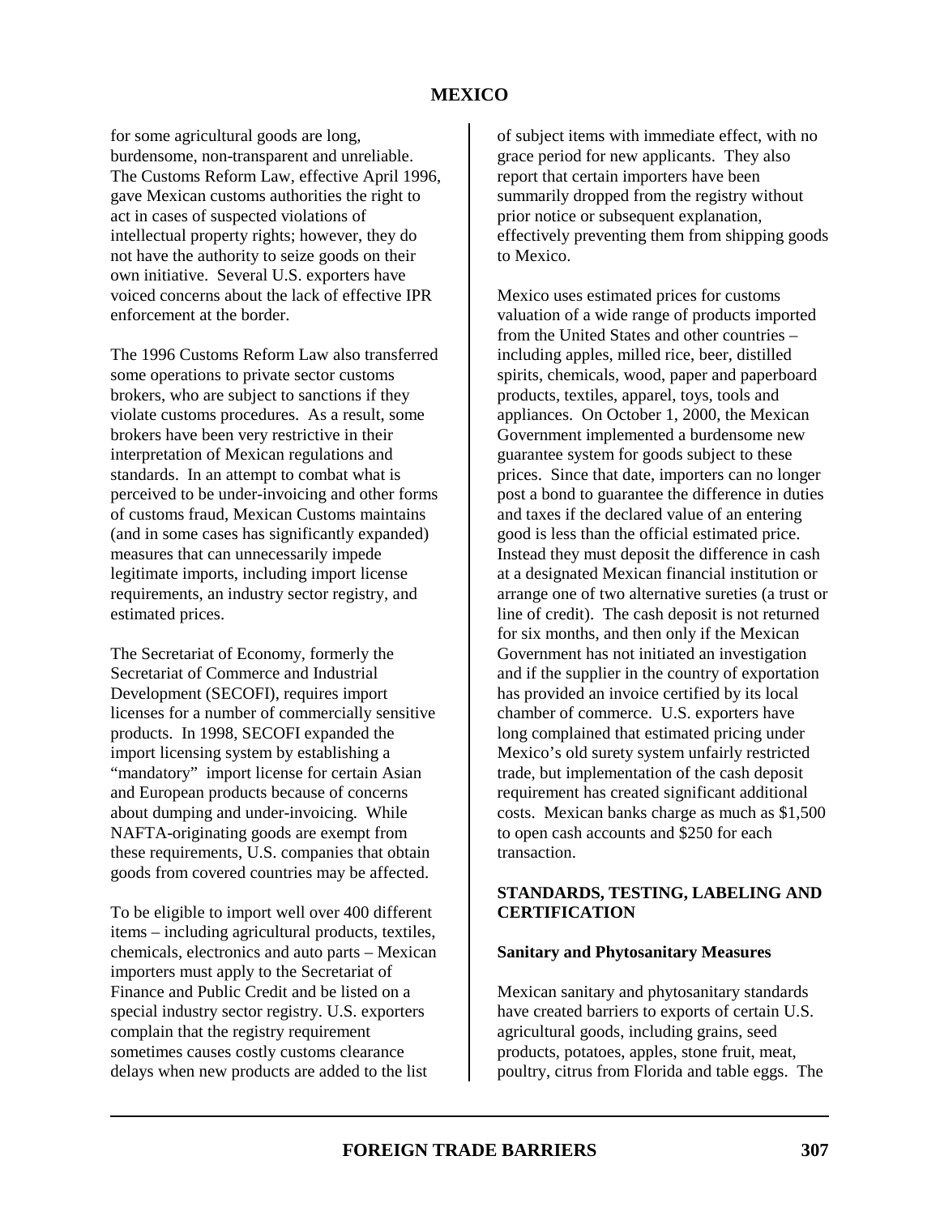for some agricultural goods are long, burdensome, non-transparent and unreliable. The Customs Reform Law, effective April 1996, gave Mexican customs authorities the right to act in cases of suspected violations of intellectual property rights; however, they do not have the authority to seize goods on their own initiative. Several U.S. exporters have voiced concerns about the lack of effective IPR enforcement at the border.

The 1996 Customs Reform Law also transferred some operations to private sector customs brokers, who are subject to sanctions if they violate customs procedures. As a result, some brokers have been very restrictive in their interpretation of Mexican regulations and standards. In an attempt to combat what is perceived to be under-invoicing and other forms of customs fraud, Mexican Customs maintains (and in some cases has significantly expanded) measures that can unnecessarily impede legitimate imports, including import license requirements, an industry sector registry, and estimated prices.

The Secretariat of Economy, formerly the Secretariat of Commerce and Industrial Development (SECOFI), requires import licenses for a number of commercially sensitive products. In 1998, SECOFI expanded the import licensing system by establishing a "mandatory" import license for certain Asian and European products because of concerns about dumping and under-invoicing. While NAFTA-originating goods are exempt from these requirements, U.S. companies that obtain goods from covered countries may be affected.

To be eligible to import well over 400 different items – including agricultural products, textiles, chemicals, electronics and auto parts – Mexican importers must apply to the Secretariat of Finance and Public Credit and be listed on a special industry sector registry. U.S. exporters complain that the registry requirement sometimes causes costly customs clearance delays when new products are added to the list of subject items with immediate effect, with no grace period for new applicants. They also report that certain importers have been summarily dropped from the registry without prior notice or subsequent explanation, effectively preventing them from shipping goods to Mexico.

Mexico uses estimated prices for customs valuation of a wide range of products imported from the United States and other countries – including apples, milled rice, beer, distilled spirits, chemicals, wood, paper and paperboard products, textiles, apparel, toys, tools and appliances. On October 1, 2000, the Mexican Government implemented a burdensome new guarantee system for goods subject to these prices. Since that date, importers can no longer post a bond to guarantee the difference in duties and taxes if the declared value of an entering good is less than the official estimated price. Instead they must deposit the difference in cash at a designated Mexican financial institution or arrange one of two alternative sureties (a trust or line of credit). The cash deposit is not returned for six months, and then only if the Mexican Government has not initiated an investigation and if the supplier in the country of exportation has provided an invoice certified by its local chamber of commerce. U.S. exporters have long complained that estimated pricing under Mexico's old surety system unfairly restricted trade, but implementation of the cash deposit requirement has created significant additional costs. Mexican banks charge as much as $1,500 to open cash accounts and $250 for each transaction.

## STANDARDS, TESTING, LABELING AND CERTIFICATION

### Sanitary and Phytosanitary Measures

Mexican sanitary and phytosanitary standards have created barriers to exports of certain U.S. agricultural goods, including grains, seed products, potatoes, apples, stone fruit, meat, poultry, citrus from Florida and table eggs. The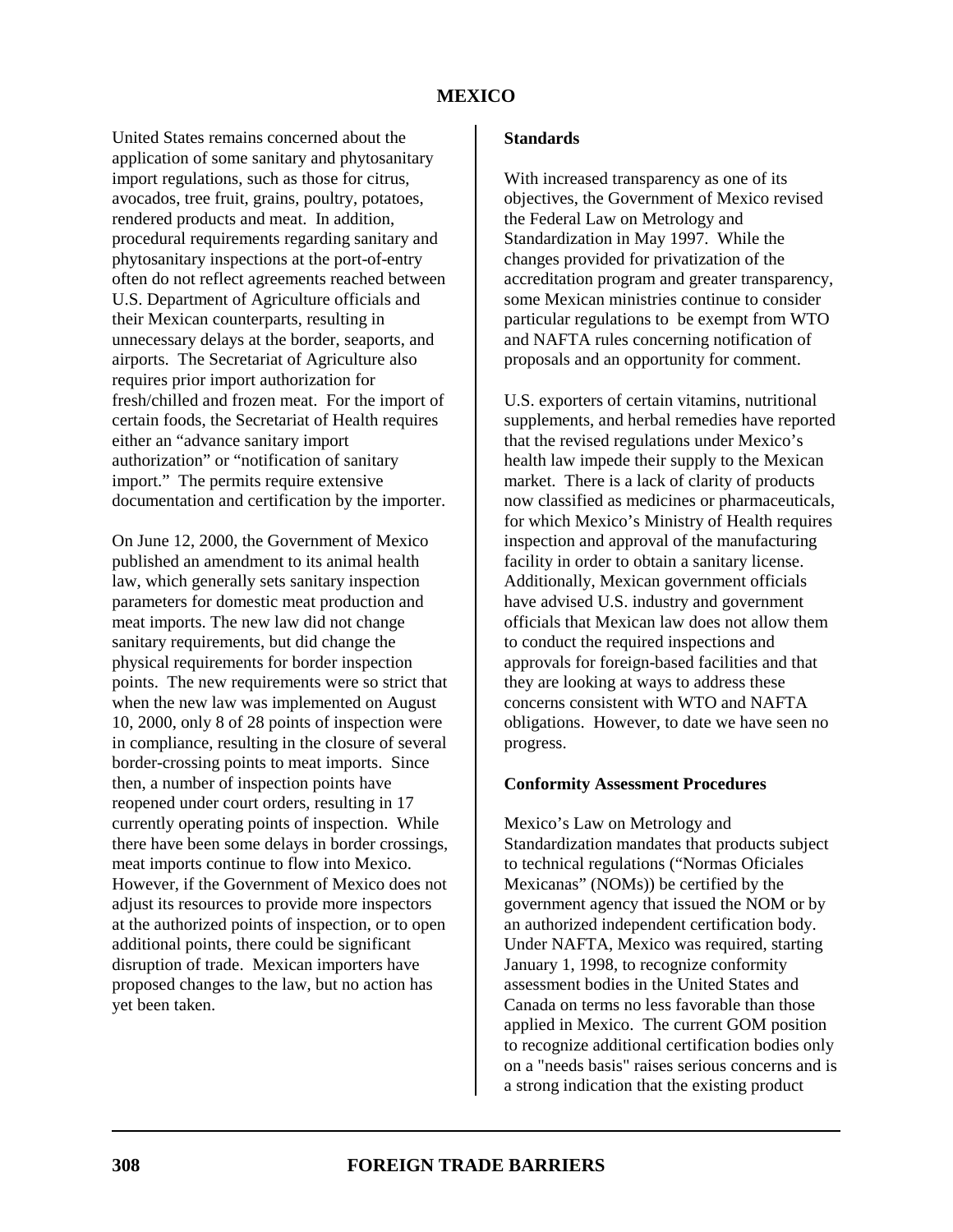United States remains concerned about the application of some sanitary and phytosanitary import regulations, such as those for citrus, avocados, tree fruit, grains, poultry, potatoes, rendered products and meat. In addition, procedural requirements regarding sanitary and phytosanitary inspections at the port-of-entry often do not reflect agreements reached between U.S. Department of Agriculture officials and their Mexican counterparts, resulting in unnecessary delays at the border, seaports, and airports. The Secretariat of Agriculture also requires prior import authorization for fresh/chilled and frozen meat. For the import of certain foods, the Secretariat of Health requires either an "advance sanitary import authorization" or "notification of sanitary import." The permits require extensive documentation and certification by the importer.

On June 12, 2000, the Government of Mexico published an amendment to its animal health law, which generally sets sanitary inspection parameters for domestic meat production and meat imports. The new law did not change sanitary requirements, but did change the physical requirements for border inspection points. The new requirements were so strict that when the new law was implemented on August 10, 2000, only 8 of 28 points of inspection were in compliance, resulting in the closure of several border-crossing points to meat imports. Since then, a number of inspection points have reopened under court orders, resulting in 17 currently operating points of inspection. While there have been some delays in border crossings, meat imports continue to flow into Mexico. However, if the Government of Mexico does not adjust its resources to provide more inspectors at the authorized points of inspection, or to open additional points, there could be significant disruption of trade. Mexican importers have proposed changes to the law, but no action has yet been taken.

**Standards**

With increased transparency as one of its objectives, the Government of Mexico revised the Federal Law on Metrology and Standardization in May 1997. While the changes provided for privatization of the accreditation program and greater transparency, some Mexican ministries continue to consider particular regulations to be exempt from WTO and NAFTA rules concerning notification of proposals and an opportunity for comment.

U.S. exporters of certain vitamins, nutritional supplements, and herbal remedies have reported that the revised regulations under Mexico's health law impede their supply to the Mexican market. There is a lack of clarity of products now classified as medicines or pharmaceuticals, for which Mexico's Ministry of Health requires inspection and approval of the manufacturing facility in order to obtain a sanitary license. Additionally, Mexican government officials have advised U.S. industry and government officials that Mexican law does not allow them to conduct the required inspections and approvals for foreign-based facilities and that they are looking at ways to address these concerns consistent with WTO and NAFTA obligations. However, to date we have seen no progress.

**Conformity Assessment Procedures**

Mexico's Law on Metrology and Standardization mandates that products subject to technical regulations ("Normas Oficiales Mexicanas" (NOMs)) be certified by the government agency that issued the NOM or by an authorized independent certification body. Under NAFTA, Mexico was required, starting January 1, 1998, to recognize conformity assessment bodies in the United States and Canada on terms no less favorable than those applied in Mexico. The current GOM position to recognize additional certification bodies only on a "needs basis" raises serious concerns and is a strong indication that the existing product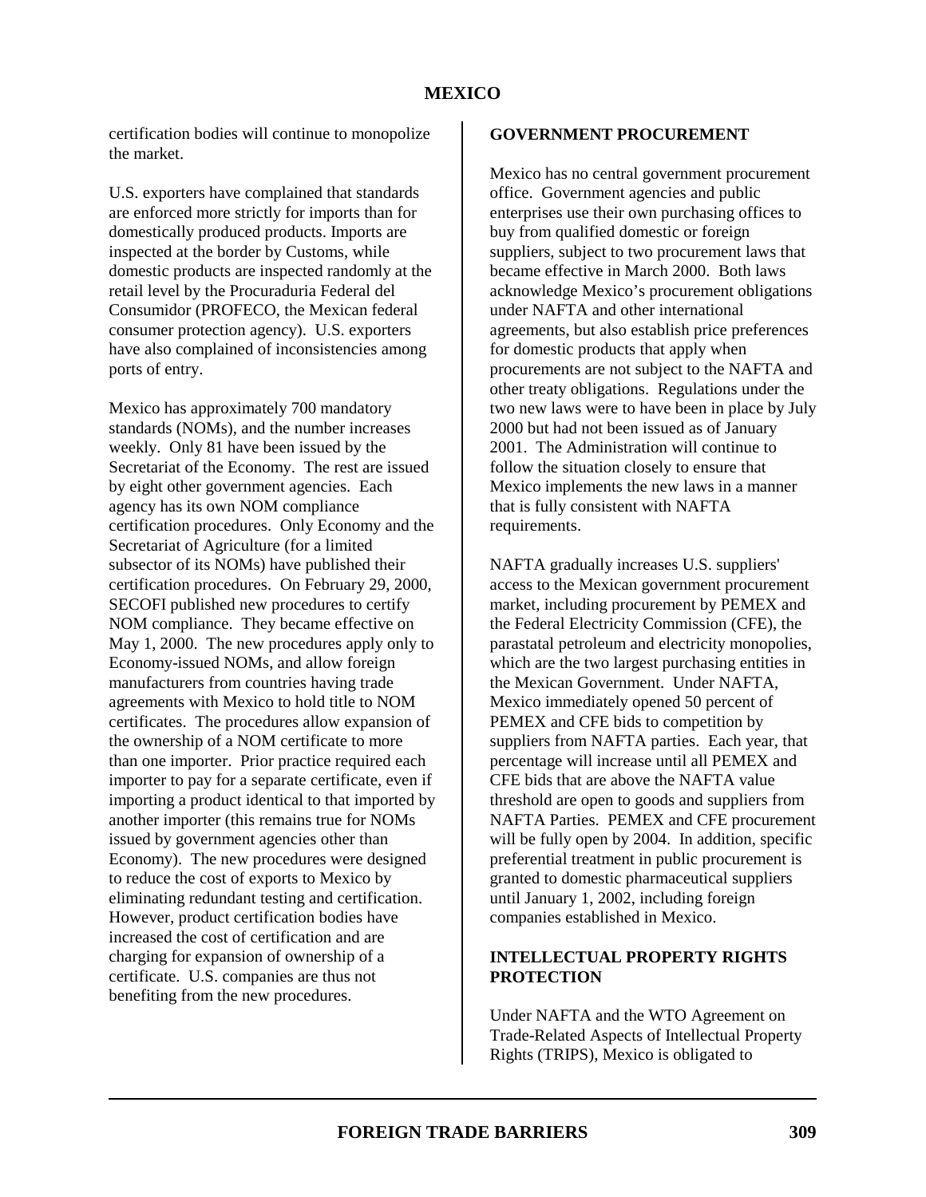certification bodies will continue to monopolize the market.

U.S. exporters have complained that standards are enforced more strictly for imports than for domestically produced products. Imports are inspected at the border by Customs, while domestic products are inspected randomly at the retail level by the Procuraduria Federal del Consumidor (PROFECO, the Mexican federal consumer protection agency). U.S. exporters have also complained of inconsistencies among ports of entry.

Mexico has approximately 700 mandatory standards (NOMs), and the number increases weekly. Only 81 have been issued by the Secretariat of the Economy. The rest are issued by eight other government agencies. Each agency has its own NOM compliance certification procedures. Only Economy and the Secretariat of Agriculture (for a limited subsector of its NOMs) have published their certification procedures. On February 29, 2000, SECOFI published new procedures to certify NOM compliance. They became effective on May 1, 2000. The new procedures apply only to Economy-issued NOMs, and allow foreign manufacturers from countries having trade agreements with Mexico to hold title to NOM certificates. The procedures allow expansion of the ownership of a NOM certificate to more than one importer. Prior practice required each importer to pay for a separate certificate, even if importing a product identical to that imported by another importer (this remains true for NOMs issued by government agencies other than Economy). The new procedures were designed to reduce the cost of exports to Mexico by eliminating redundant testing and certification. However, product certification bodies have increased the cost of certification and are charging for expansion of ownership of a certificate. U.S. companies are thus not benefiting from the new procedures.

## GOVERNMENT PROCUREMENT

Mexico has no central government procurement office. Government agencies and public enterprises use their own purchasing offices to buy from qualified domestic or foreign suppliers, subject to two procurement laws that became effective in March 2000. Both laws acknowledge Mexico's procurement obligations under NAFTA and other international agreements, but also establish price preferences for domestic products that apply when procurements are not subject to the NAFTA and other treaty obligations. Regulations under the two new laws were to have been in place by July 2000 but had not been issued as of January 2001. The Administration will continue to follow the situation closely to ensure that Mexico implements the new laws in a manner that is fully consistent with NAFTA requirements.

NAFTA gradually increases U.S. suppliers' access to the Mexican government procurement market, including procurement by PEMEX and the Federal Electricity Commission (CFE), the parastatal petroleum and electricity monopolies, which are the two largest purchasing entities in the Mexican Government. Under NAFTA, Mexico immediately opened 50 percent of PEMEX and CFE bids to competition by suppliers from NAFTA parties. Each year, that percentage will increase until all PEMEX and CFE bids that are above the NAFTA value threshold are open to goods and suppliers from NAFTA Parties. PEMEX and CFE procurement will be fully open by 2004. In addition, specific preferential treatment in public procurement is granted to domestic pharmaceutical suppliers until January 1, 2002, including foreign companies established in Mexico.

## INTELLECTUAL PROPERTY RIGHTS PROTECTION

Under NAFTA and the WTO Agreement on Trade-Related Aspects of Intellectual Property Rights (TRIPS), Mexico is obligated to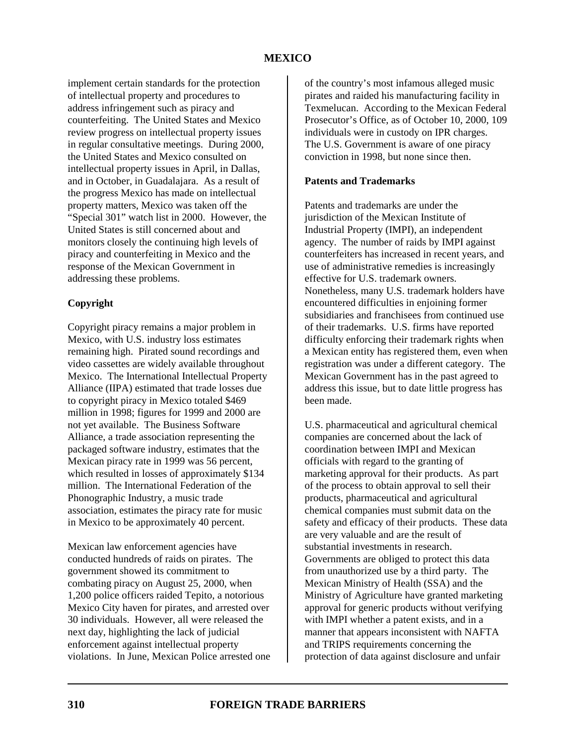implement certain standards for the protection of intellectual property and procedures to address infringement such as piracy and counterfeiting. The United States and Mexico review progress on intellectual property issues in regular consultative meetings. During 2000, the United States and Mexico consulted on intellectual property issues in April, in Dallas, and in October, in Guadalajara. As a result of the progress Mexico has made on intellectual property matters, Mexico was taken off the "Special 301" watch list in 2000. However, the United States is still concerned about and monitors closely the continuing high levels of piracy and counterfeiting in Mexico and the response of the Mexican Government in addressing these problems.

**Copyright**

Copyright piracy remains a major problem in Mexico, with U.S. industry loss estimates remaining high. Pirated sound recordings and video cassettes are widely available throughout Mexico. The International Intellectual Property Alliance (IIPA) estimated that trade losses due to copyright piracy in Mexico totaled $469 million in 1998; figures for 1999 and 2000 are not yet available. The Business Software Alliance, a trade association representing the packaged software industry, estimates that the Mexican piracy rate in 1999 was 56 percent, which resulted in losses of approximately $134 million. The International Federation of the Phonographic Industry, a music trade association, estimates the piracy rate for music in Mexico to be approximately 40 percent.

Mexican law enforcement agencies have conducted hundreds of raids on pirates. The government showed its commitment to combating piracy on August 25, 2000, when 1,200 police officers raided Tepito, a notorious Mexico City haven for pirates, and arrested over 30 individuals. However, all were released the next day, highlighting the lack of judicial enforcement against intellectual property violations. In June, Mexican Police arrested one of the country's most infamous alleged music pirates and raided his manufacturing facility in Texmelucan. According to the Mexican Federal Prosecutor's Office, as of October 10, 2000, 109 individuals were in custody on IPR charges. The U.S. Government is aware of one piracy conviction in 1998, but none since then.

**Patents and Trademarks**

Patents and trademarks are under the jurisdiction of the Mexican Institute of Industrial Property (IMPI), an independent agency. The number of raids by IMPI against counterfeiters has increased in recent years, and use of administrative remedies is increasingly effective for U.S. trademark owners. Nonetheless, many U.S. trademark holders have encountered difficulties in enjoining former subsidiaries and franchisees from continued use of their trademarks. U.S. firms have reported difficulty enforcing their trademark rights when a Mexican entity has registered them, even when registration was under a different category. The Mexican Government has in the past agreed to address this issue, but to date little progress has been made.

U.S. pharmaceutical and agricultural chemical companies are concerned about the lack of coordination between IMPI and Mexican officials with regard to the granting of marketing approval for their products. As part of the process to obtain approval to sell their products, pharmaceutical and agricultural chemical companies must submit data on the safety and efficacy of their products. These data are very valuable and are the result of substantial investments in research. Governments are obliged to protect this data from unauthorized use by a third party. The Mexican Ministry of Health (SSA) and the Ministry of Agriculture have granted marketing approval for generic products without verifying with IMPI whether a patent exists, and in a manner that appears inconsistent with NAFTA and TRIPS requirements concerning the protection of data against disclosure and unfair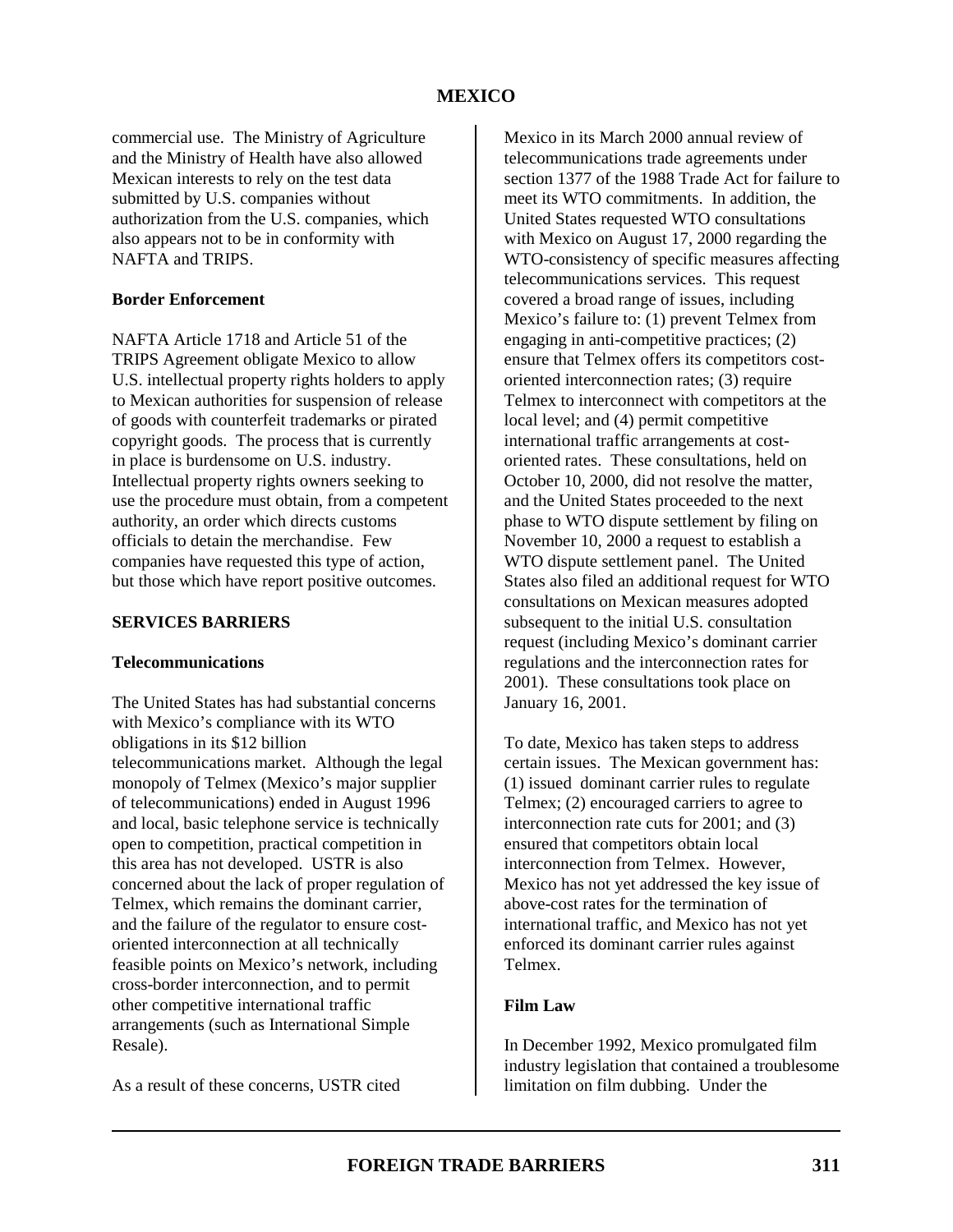commercial use. The Ministry of Agriculture and the Ministry of Health have also allowed Mexican interests to rely on the test data submitted by U.S. companies without authorization from the U.S. companies, which also appears not to be in conformity with NAFTA and TRIPS.

**Border Enforcement**

NAFTA Article 1718 and Article 51 of the TRIPS Agreement obligate Mexico to allow U.S. intellectual property rights holders to apply to Mexican authorities for suspension of release of goods with counterfeit trademarks or pirated copyright goods. The process that is currently in place is burdensome on U.S. industry. Intellectual property rights owners seeking to use the procedure must obtain, from a competent authority, an order which directs customs officials to detain the merchandise. Few companies have requested this type of action, but those which have report positive outcomes.

## SERVICES BARRIERS

**Telecommunications**

The United States has had substantial concerns with Mexico's compliance with its WTO obligations in its $12 billion telecommunications market. Although the legal monopoly of Telmex (Mexico's major supplier of telecommunications) ended in August 1996 and local, basic telephone service is technically open to competition, practical competition in this area has not developed. USTR is also concerned about the lack of proper regulation of Telmex, which remains the dominant carrier, and the failure of the regulator to ensure cost-oriented interconnection at all technically feasible points on Mexico's network, including cross-border interconnection, and to permit other competitive international traffic arrangements (such as International Simple Resale).

As a result of these concerns, USTR cited Mexico in its March 2000 annual review of telecommunications trade agreements under section 1377 of the 1988 Trade Act for failure to meet its WTO commitments. In addition, the United States requested WTO consultations with Mexico on August 17, 2000 regarding the WTO-consistency of specific measures affecting telecommunications services. This request covered a broad range of issues, including Mexico's failure to: (1) prevent Telmex from engaging in anti-competitive practices; (2) ensure that Telmex offers its competitors cost-oriented interconnection rates; (3) require Telmex to interconnect with competitors at the local level; and (4) permit competitive international traffic arrangements at cost-oriented rates. These consultations, held on October 10, 2000, did not resolve the matter, and the United States proceeded to the next phase to WTO dispute settlement by filing on November 10, 2000 a request to establish a WTO dispute settlement panel. The United States also filed an additional request for WTO consultations on Mexican measures adopted subsequent to the initial U.S. consultation request (including Mexico's dominant carrier regulations and the interconnection rates for 2001). These consultations took place on January 16, 2001.

To date, Mexico has taken steps to address certain issues. The Mexican government has: (1) issued dominant carrier rules to regulate Telmex; (2) encouraged carriers to agree to interconnection rate cuts for 2001; and (3) ensured that competitors obtain local interconnection from Telmex. However, Mexico has not yet addressed the key issue of above-cost rates for the termination of international traffic, and Mexico has not yet enforced its dominant carrier rules against Telmex.

**Film Law**

In December 1992, Mexico promulgated film industry legislation that contained a troublesome limitation on film dubbing. Under the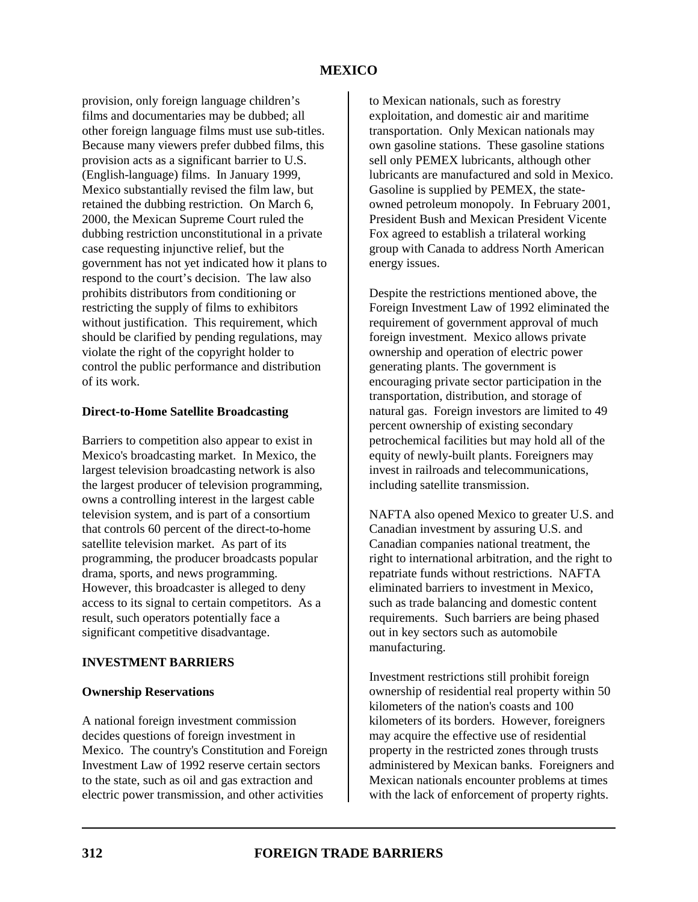provision, only foreign language children's films and documentaries may be dubbed; all other foreign language films must use sub-titles. Because many viewers prefer dubbed films, this provision acts as a significant barrier to U.S. (English-language) films. In January 1999, Mexico substantially revised the film law, but retained the dubbing restriction. On March 6, 2000, the Mexican Supreme Court ruled the dubbing restriction unconstitutional in a private case requesting injunctive relief, but the government has not yet indicated how it plans to respond to the court's decision. The law also prohibits distributors from conditioning or restricting the supply of films to exhibitors without justification. This requirement, which should be clarified by pending regulations, may violate the right of the copyright holder to control the public performance and distribution of its work.

**Direct-to-Home Satellite Broadcasting**

Barriers to competition also appear to exist in Mexico's broadcasting market. In Mexico, the largest television broadcasting network is also the largest producer of television programming, owns a controlling interest in the largest cable television system, and is part of a consortium that controls 60 percent of the direct-to-home satellite television market. As part of its programming, the producer broadcasts popular drama, sports, and news programming. However, this broadcaster is alleged to deny access to its signal to certain competitors. As a result, such operators potentially face a significant competitive disadvantage.

## INVESTMENT BARRIERS

**Ownership Reservations**

A national foreign investment commission decides questions of foreign investment in Mexico. The country's Constitution and Foreign Investment Law of 1992 reserve certain sectors to the state, such as oil and gas extraction and electric power transmission, and other activities to Mexican nationals, such as forestry exploitation, and domestic air and maritime transportation. Only Mexican nationals may own gasoline stations. These gasoline stations sell only PEMEX lubricants, although other lubricants are manufactured and sold in Mexico. Gasoline is supplied by PEMEX, the state-owned petroleum monopoly. In February 2001, President Bush and Mexican President Vicente Fox agreed to establish a trilateral working group with Canada to address North American energy issues.

Despite the restrictions mentioned above, the Foreign Investment Law of 1992 eliminated the requirement of government approval of much foreign investment. Mexico allows private ownership and operation of electric power generating plants. The government is encouraging private sector participation in the transportation, distribution, and storage of natural gas. Foreign investors are limited to 49 percent ownership of existing secondary petrochemical facilities but may hold all of the equity of newly-built plants. Foreigners may invest in railroads and telecommunications, including satellite transmission.

NAFTA also opened Mexico to greater U.S. and Canadian investment by assuring U.S. and Canadian companies national treatment, the right to international arbitration, and the right to repatriate funds without restrictions. NAFTA eliminated barriers to investment in Mexico, such as trade balancing and domestic content requirements. Such barriers are being phased out in key sectors such as automobile manufacturing.

Investment restrictions still prohibit foreign ownership of residential real property within 50 kilometers of the nation's coasts and 100 kilometers of its borders. However, foreigners may acquire the effective use of residential property in the restricted zones through trusts administered by Mexican banks. Foreigners and Mexican nationals encounter problems at times with the lack of enforcement of property rights.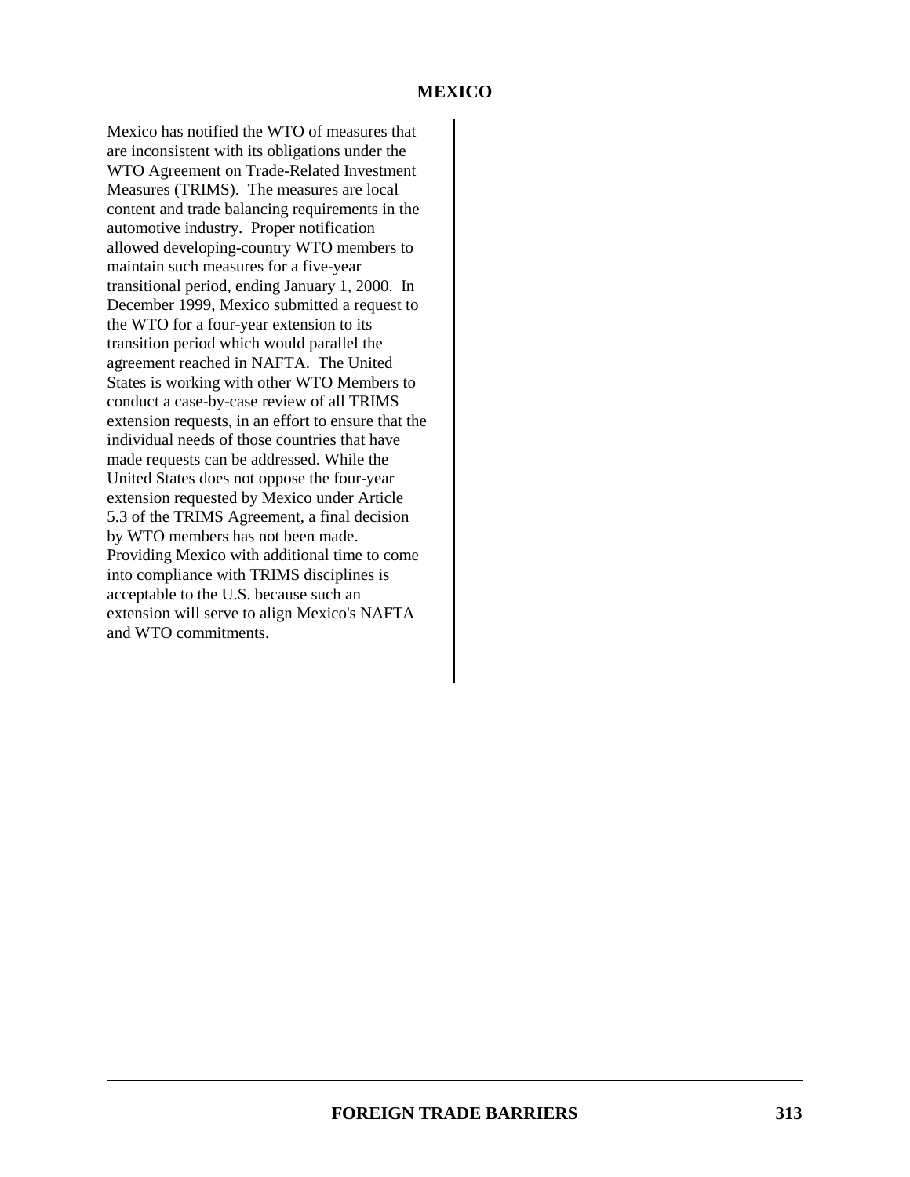Mexico has notified the WTO of measures that are inconsistent with its obligations under the WTO Agreement on Trade-Related Investment Measures (TRIMS). The measures are local content and trade balancing requirements in the automotive industry. Proper notification allowed developing-country WTO members to maintain such measures for a five-year transitional period, ending January 1, 2000. In December 1999, Mexico submitted a request to the WTO for a four-year extension to its transition period which would parallel the agreement reached in NAFTA. The United States is working with other WTO Members to conduct a case-by-case review of all TRIMS extension requests, in an effort to ensure that the individual needs of those countries that have made requests can be addressed. While the United States does not oppose the four-year extension requested by Mexico under Article 5.3 of the TRIMS Agreement, a final decision by WTO members has not been made. Providing Mexico with additional time to come into compliance with TRIMS disciplines is acceptable to the U.S. because such an extension will serve to align Mexico's NAFTA and WTO commitments.